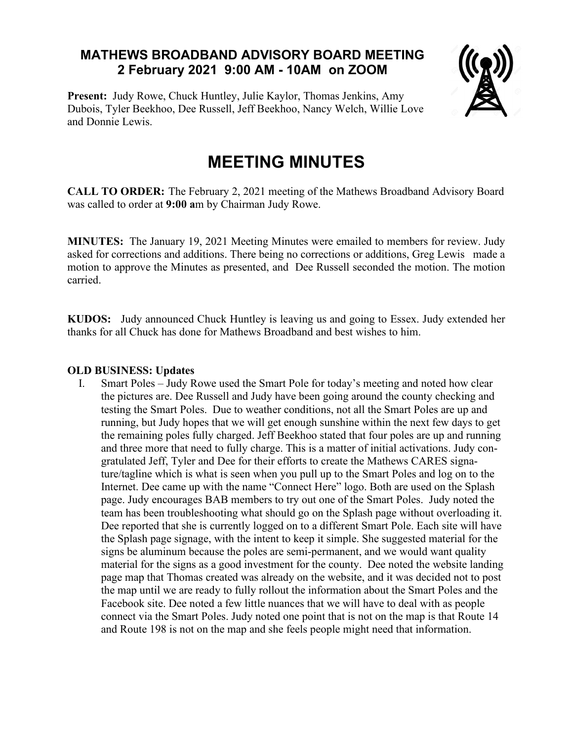## MATHEWS BROADBAND ADVISORY BOARD MEETING
## 2 February 2021 9:00 AM - 10AM on ZOOM

**Present:** Judy Rowe, Chuck Huntley, Julie Kaylor, Thomas Jenkins, Amy Dubois, Tyler Beekhoo, Dee Russell, Jeff Beekhoo, Nancy Welch, Willie Love and Donnie Lewis.

# MEETING MINUTES

**CALL TO ORDER:** The February 2, 2021 meeting of the Mathews Broadband Advisory Board was called to order at **9:00 a**m by Chairman Judy Rowe.

**MINUTES:** The January 19, 2021 Meeting Minutes were emailed to members for review. Judy asked for corrections and additions. There being no corrections or additions, Greg Lewis made a motion to approve the Minutes as presented, and Dee Russell seconded the motion. The motion carried.

**KUDOS:** Judy announced Chuck Huntley is leaving us and going to Essex. Judy extended her thanks for all Chuck has done for Mathews Broadband and best wishes to him.

**OLD BUSINESS: Updates**

I. Smart Poles – Judy Rowe used the Smart Pole for today's meeting and noted how clear the pictures are. Dee Russell and Judy have been going around the county checking and testing the Smart Poles. Due to weather conditions, not all the Smart Poles are up and running, but Judy hopes that we will get enough sunshine within the next few days to get the remaining poles fully charged. Jeff Beekhoo stated that four poles are up and running and three more that need to fully charge. This is a matter of initial activations. Judy congratulated Jeff, Tyler and Dee for their efforts to create the Mathews CARES signature/tagline which is what is seen when you pull up to the Smart Poles and log on to the Internet. Dee came up with the name "Connect Here" logo. Both are used on the Splash page. Judy encourages BAB members to try out one of the Smart Poles. Judy noted the team has been troubleshooting what should go on the Splash page without overloading it. Dee reported that she is currently logged on to a different Smart Pole. Each site will have the Splash page signage, with the intent to keep it simple. She suggested material for the signs be aluminum because the poles are semi-permanent, and we would want quality material for the signs as a good investment for the county. Dee noted the website landing page map that Thomas created was already on the website, and it was decided not to post the map until we are ready to fully rollout the information about the Smart Poles and the Facebook site. Dee noted a few little nuances that we will have to deal with as people connect via the Smart Poles. Judy noted one point that is not on the map is that Route 14 and Route 198 is not on the map and she feels people might need that information.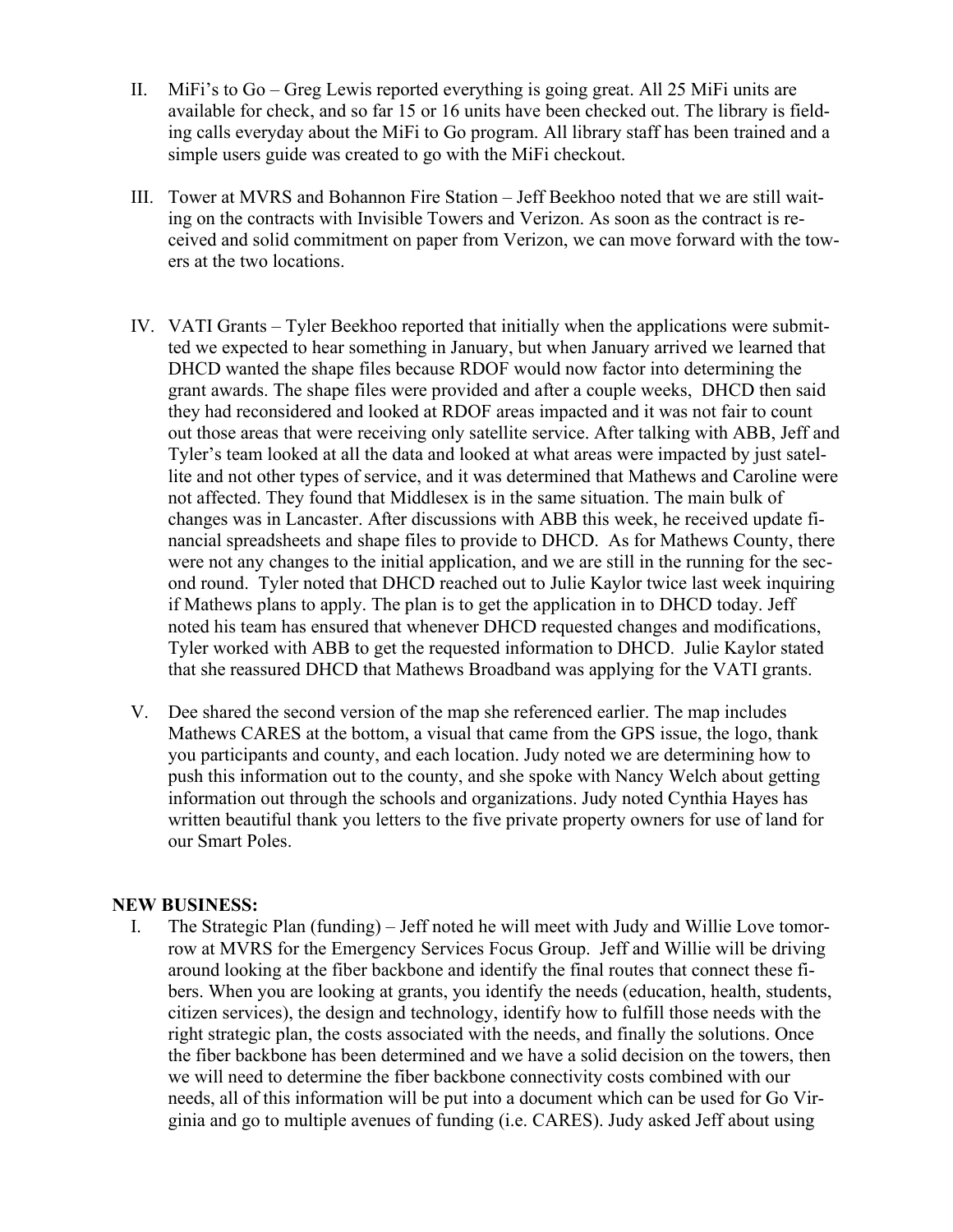II. MiFi's to Go – Greg Lewis reported everything is going great. All 25 MiFi units are available for check, and so far 15 or 16 units have been checked out. The library is fielding calls everyday about the MiFi to Go program. All library staff has been trained and a simple users guide was created to go with the MiFi checkout.

III. Tower at MVRS and Bohannon Fire Station – Jeff Beekhoo noted that we are still waiting on the contracts with Invisible Towers and Verizon. As soon as the contract is received and solid commitment on paper from Verizon, we can move forward with the towers at the two locations.

IV. VATI Grants – Tyler Beekhoo reported that initially when the applications were submitted we expected to hear something in January, but when January arrived we learned that DHCD wanted the shape files because RDOF would now factor into determining the grant awards. The shape files were provided and after a couple weeks, DHCD then said they had reconsidered and looked at RDOF areas impacted and it was not fair to count out those areas that were receiving only satellite service. After talking with ABB, Jeff and Tyler's team looked at all the data and looked at what areas were impacted by just satellite and not other types of service, and it was determined that Mathews and Caroline were not affected. They found that Middlesex is in the same situation. The main bulk of changes was in Lancaster. After discussions with ABB this week, he received update financial spreadsheets and shape files to provide to DHCD. As for Mathews County, there were not any changes to the initial application, and we are still in the running for the second round. Tyler noted that DHCD reached out to Julie Kaylor twice last week inquiring if Mathews plans to apply. The plan is to get the application in to DHCD today. Jeff noted his team has ensured that whenever DHCD requested changes and modifications, Tyler worked with ABB to get the requested information to DHCD. Julie Kaylor stated that she reassured DHCD that Mathews Broadband was applying for the VATI grants.

V. Dee shared the second version of the map she referenced earlier. The map includes Mathews CARES at the bottom, a visual that came from the GPS issue, the logo, thank you participants and county, and each location. Judy noted we are determining how to push this information out to the county, and she spoke with Nancy Welch about getting information out through the schools and organizations. Judy noted Cynthia Hayes has written beautiful thank you letters to the five private property owners for use of land for our Smart Poles.

**NEW BUSINESS:**

I. The Strategic Plan (funding) – Jeff noted he will meet with Judy and Willie Love tomorrow at MVRS for the Emergency Services Focus Group. Jeff and Willie will be driving around looking at the fiber backbone and identify the final routes that connect these fibers. When you are looking at grants, you identify the needs (education, health, students, citizen services), the design and technology, identify how to fulfill those needs with the right strategic plan, the costs associated with the needs, and finally the solutions. Once the fiber backbone has been determined and we have a solid decision on the towers, then we will need to determine the fiber backbone connectivity costs combined with our needs, all of this information will be put into a document which can be used for Go Virginia and go to multiple avenues of funding (i.e. CARES). Judy asked Jeff about using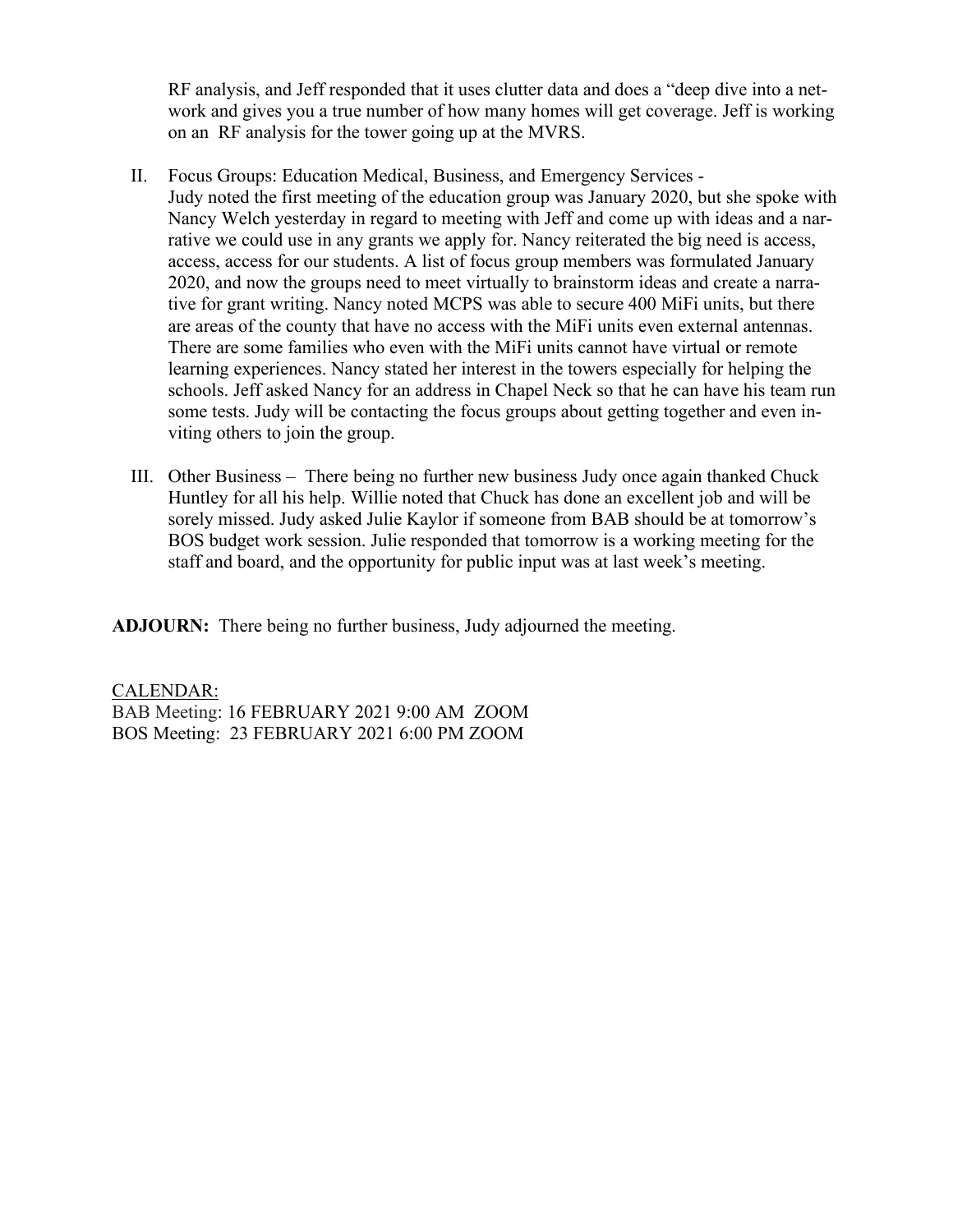RF analysis, and Jeff responded that it uses clutter data and does a "deep dive into a network and gives you a true number of how many homes will get coverage. Jeff is working on an RF analysis for the tower going up at the MVRS.

II. Focus Groups: Education Medical, Business, and Emergency Services -
Judy noted the first meeting of the education group was January 2020, but she spoke with Nancy Welch yesterday in regard to meeting with Jeff and come up with ideas and a narrative we could use in any grants we apply for. Nancy reiterated the big need is access, access, access for our students. A list of focus group members was formulated January 2020, and now the groups need to meet virtually to brainstorm ideas and create a narrative for grant writing. Nancy noted MCPS was able to secure 400 MiFi units, but there are areas of the county that have no access with the MiFi units even external antennas. There are some families who even with the MiFi units cannot have virtual or remote learning experiences. Nancy stated her interest in the towers especially for helping the schools. Jeff asked Nancy for an address in Chapel Neck so that he can have his team run some tests. Judy will be contacting the focus groups about getting together and even inviting others to join the group.

III. Other Business – There being no further new business Judy once again thanked Chuck Huntley for all his help. Willie noted that Chuck has done an excellent job and will be sorely missed. Judy asked Julie Kaylor if someone from BAB should be at tomorrow's BOS budget work session. Julie responded that tomorrow is a working meeting for the staff and board, and the opportunity for public input was at last week's meeting.

**ADJOURN:** There being no further business, Judy adjourned the meeting.

CALENDAR:
BAB Meeting: 16 FEBRUARY 2021 9:00 AM ZOOM
BOS Meeting: 23 FEBRUARY 2021 6:00 PM ZOOM